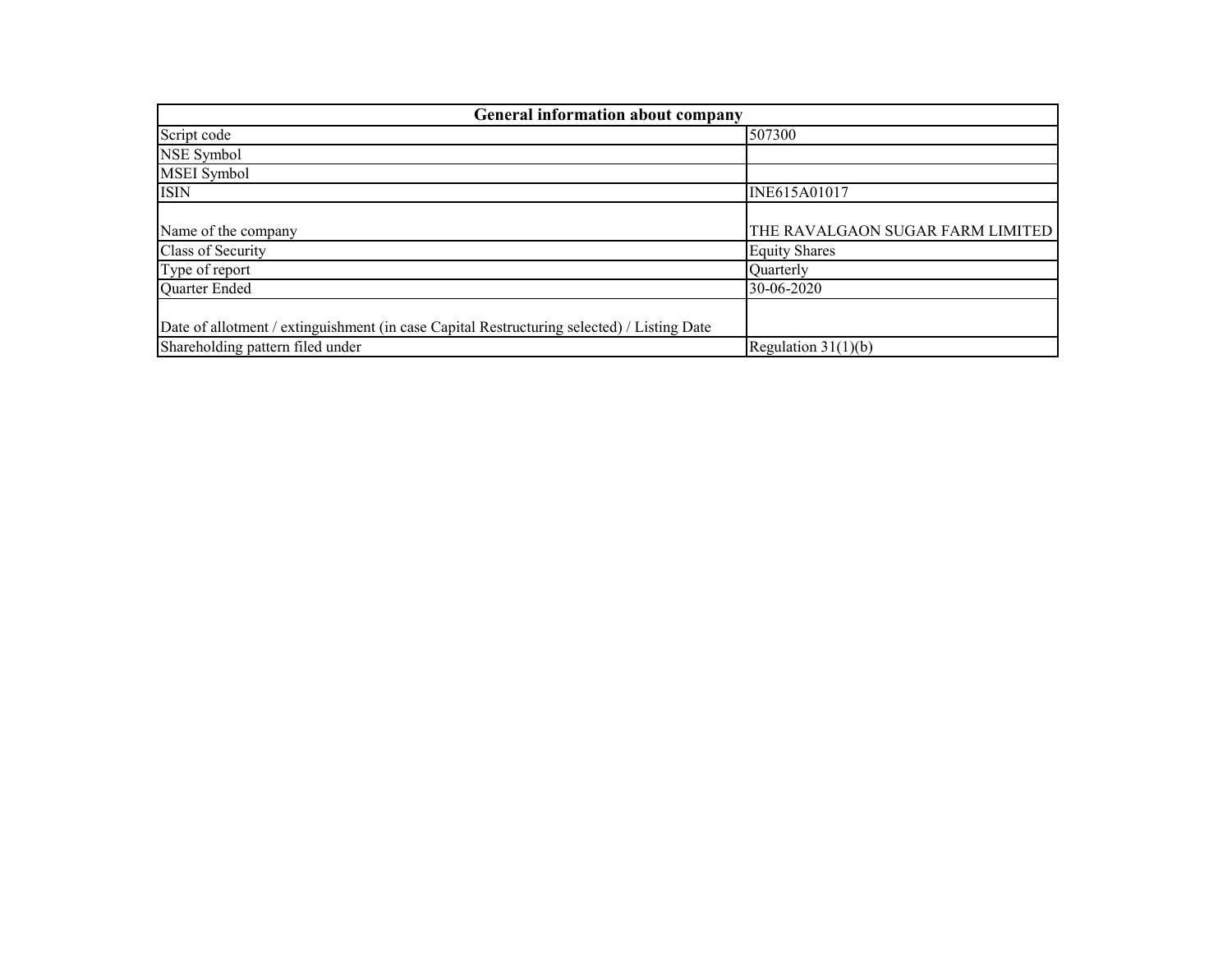| General information about company | |
|---|---|
| Script code | 507300 |
| NSE Symbol | |
| MSEI Symbol | |
| ISIN | INE615A01017 |
| Name of the company | THE RAVALGAON SUGAR FARM LIMITED |
| Class of Security | Equity Shares |
| Type of report | Quarterly |
| Quarter Ended | 30-06-2020 |
| Date of allotment / extinguishment (in case Capital Restructuring selected) / Listing Date | |
| Shareholding pattern filed under | Regulation 31(1)(b) |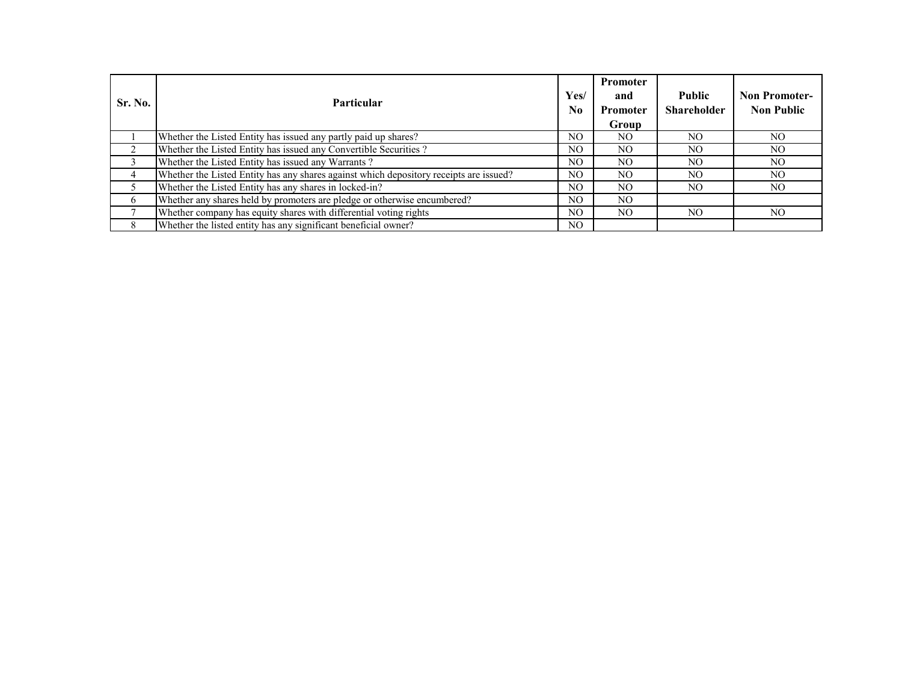| Sr. No. | Particular | Yes/ No | Promoter and Promoter Group | Public Shareholder | Non Promoter-Non Public |
|---|---|---|---|---|---|
| 1 | Whether the Listed Entity has issued any partly paid up shares? | NO | NO | NO | NO |
| 2 | Whether the Listed Entity has issued any Convertible Securities ? | NO | NO | NO | NO |
| 3 | Whether the Listed Entity has issued any Warrants ? | NO | NO | NO | NO |
| 4 | Whether the Listed Entity has any shares against which depository receipts are issued? | NO | NO | NO | NO |
| 5 | Whether the Listed Entity has any shares in locked-in? | NO | NO | NO | NO |
| 6 | Whether any shares held by promoters are pledge or otherwise encumbered? | NO | NO | | |
| 7 | Whether company has equity shares with differential voting rights | NO | NO | NO | NO |
| 8 | Whether the listed entity has any significant beneficial owner? | NO | | | |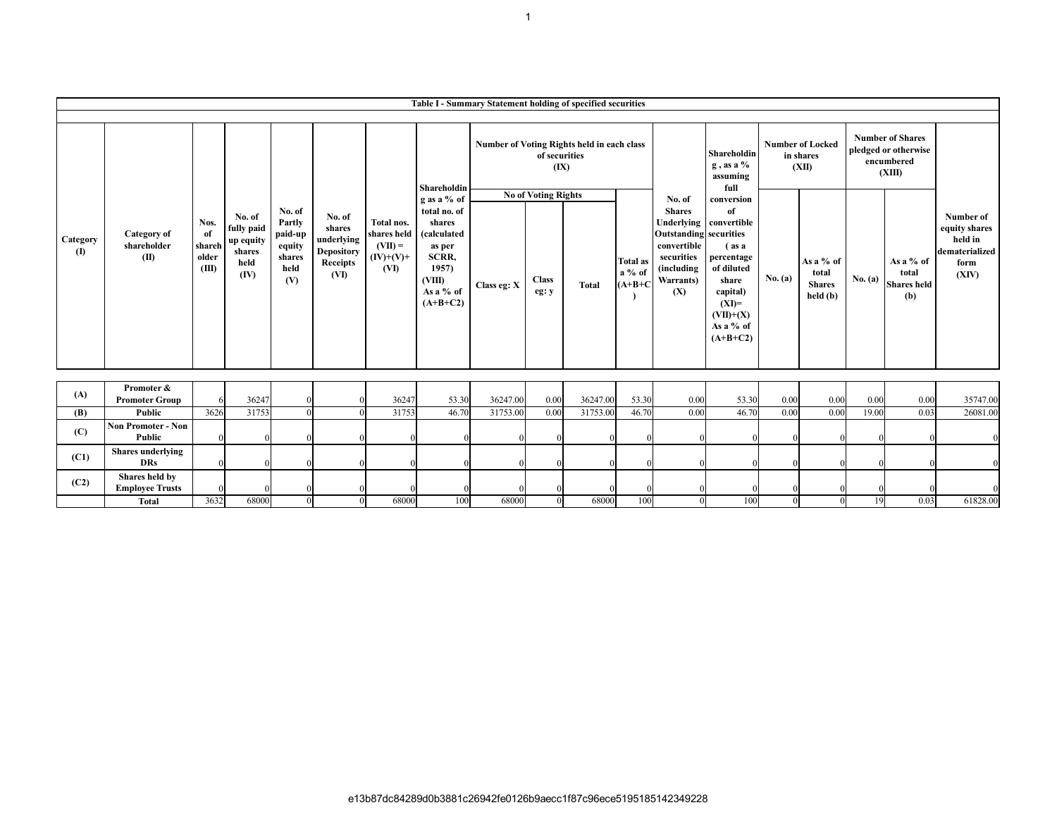| Table I - Summary Statement holding of specified securities | | | | | | | | | | | | | | | | | | | |
|---|---|---|---|---|---|---|---|---|---|---|---|---|---|---|---|---|---|---|---|
| Category (I) | Category of shareholder (II) | Nos. of shareholder (III) | No. of fully paid up equity shares held (IV) | No. of Partly paid-up equity shares held (V) | No. of shares underlying Depository Receipts (VI) | Total nos. shares held (VII) = (IV)+(V)+ (VI) | Shareholding as a % of total no. of shares (calculated as per SCRR, 1957) (VIII) As a % of (A+B+C2) | Number of Voting Rights held in each class of securities (IX) | | | | No. of Shares Underlying Outstanding convertible securities (including Warrants) (X) | Shareholding , as a % assuming full conversion of convertible securities ( as a percentage of diluted share capital) (XI)= (VII)+(X) As a % of (A+B+C2) | Number of Locked in shares (XII) | | Number of Shares pledged or otherwise encumbered (XIII) | | Number of equity shares held in dematerialized form (XIV) |
| | | | | | | | | No of Voting Rights | | | Total as a % of (A+B+C) | | | No. (a) | As a % of total Shares held (b) | No. (a) | As a % of total Shares held (b) | |
| | | | | | | | | Class eg: X | Class eg: y | Total | | | | | | | | |
| (A) | Promoter & Promoter Group | 6 | 36247 | 0 | 0 | 36247 | 53.30 | 36247.00 | 0.00 | 36247.00 | 53.30 | 0.00 | 53.30 | 0.00 | 0.00 | 0.00 | 0.00 | 35747.00 |
| (B) | Public | 3626 | 31753 | 0 | 0 | 31753 | 46.70 | 31753.00 | 0.00 | 31753.00 | 46.70 | 0.00 | 46.70 | 0.00 | 0.00 | 19.00 | 0.03 | 26081.00 |
| (C) | Non Promoter - Non Public | 0 | 0 | 0 | 0 | 0 | 0 | 0 | 0 | 0 | 0 | 0 | 0 | 0 | 0 | 0 | 0 | 0 |
| (C1) | Shares underlying DRs | 0 | 0 | 0 | 0 | 0 | 0 | 0 | 0 | 0 | 0 | 0 | 0 | 0 | 0 | 0 | 0 | 0 |
| (C2) | Shares held by Employee Trusts | 0 | 0 | 0 | 0 | 0 | 0 | 0 | 0 | 0 | 0 | 0 | 0 | 0 | 0 | 0 | 0 | 0 |
| | Total | 3632 | 68000 | 0 | 0 | 68000 | 100 | 68000 | 0 | 68000 | 100 | 0 | 100 | 0 | 0 | 19 | 0.03 | 61828.00 |

e13b87dc84289d0b3881c26942fe0126b9aecc1f87c96ece5195185142349228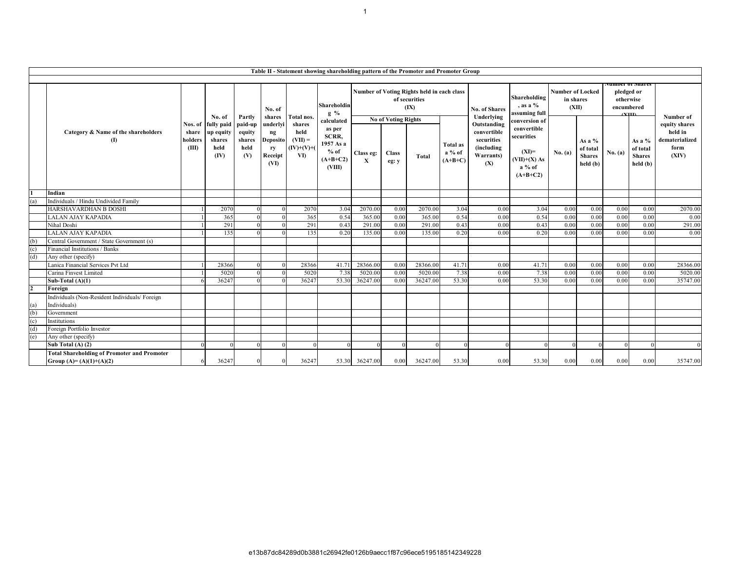| Table II - Statement showing shareholding pattern of the Promoter and Promoter Group | | | | | | | | | | | | | | | | | | | |
|---|---|---|---|---|---|---|---|---|---|---|---|---|---|---|---|---|---|---|---|
| | Category & Name of the shareholders (I) | Nos. of share holders (III) | No. of fully paid up equity shares held (IV) | Partly paid-up equity shares held (V) | No. of shares underlying Depository Receipt (VI) | Total nos. shares held (VII) = (IV)+(V)+(VI) | Shareholding % calculated as per SCRR, 1957 As a % of (A+B+C2) (VIII) | Number of Voting Rights held in each class of securities (IX) | | | | No. of Shares Underlying Outstanding convertible securities (including Warrants) (X) | Shareholding , as a % assuming full conversion of convertible securities (XI)= (VII)+(X) As a % of (A+B+C2) | Number of Locked in shares (XII) | | Number of Shares pledged or otherwise encumbered (XIII) | | Number of equity shares held in dematerialized form (XIV) |
| | | | | | | | | No of Voting Rights | | | Total as a % of (A+B+C) | | | No. (a) | As a % of total Shares held (b) | No. (a) | As a % of total Shares held (b) | |
| | | | | | | | | Class eg: X | Class eg: y | Total | | | | | | | | |
| 1 | Indian | | | | | | | | | | | | | | | | | |
| (a) | Individuals / Hindu Undivided Family | | | | | | | | | | | | | | | | | |
| | HARSHAVARDHAN B DOSHI | 1 | 2070 | 0 | 0 | 2070 | 3.04 | 2070.00 | 0.00 | 2070.00 | 3.04 | 0.00 | 3.04 | 0.00 | 0.00 | 0.00 | 0.00 | 2070.00 |
| | LALAN AJAY KAPADIA | 1 | 365 | 0 | 0 | 365 | 0.54 | 365.00 | 0.00 | 365.00 | 0.54 | 0.00 | 0.54 | 0.00 | 0.00 | 0.00 | 0.00 | 0.00 |
| | Nihal Doshi | 1 | 291 | 0 | 0 | 291 | 0.43 | 291.00 | 0.00 | 291.00 | 0.43 | 0.00 | 0.43 | 0.00 | 0.00 | 0.00 | 0.00 | 291.00 |
| | LALAN AJAY KAPADIA | 1 | 135 | 0 | 0 | 135 | 0.20 | 135.00 | 0.00 | 135.00 | 0.20 | 0.00 | 0.20 | 0.00 | 0.00 | 0.00 | 0.00 | 0.00 |
| (b) | Central Government / State Government (s) | | | | | | | | | | | | | | | | | |
| (c) | Financial Institutions / Banks | | | | | | | | | | | | | | | | | |
| (d) | Any other (specify) | | | | | | | | | | | | | | | | | |
| | Lanica Financial Services Pvt Ltd | 1 | 28366 | 0 | 0 | 28366 | 41.71 | 28366.00 | 0.00 | 28366.00 | 41.71 | 0.00 | 41.71 | 0.00 | 0.00 | 0.00 | 0.00 | 28366.00 |
| | Carina Finvest Limited | 1 | 5020 | 0 | 0 | 5020 | 7.38 | 5020.00 | 0.00 | 5020.00 | 7.38 | 0.00 | 7.38 | 0.00 | 0.00 | 0.00 | 0.00 | 5020.00 |
| | **Sub-Total (A)(1)** | 6 | 36247 | 0 | 0 | 36247 | 53.30 | 36247.00 | 0.00 | 36247.00 | 53.30 | 0.00 | 53.30 | 0.00 | 0.00 | 0.00 | 0.00 | 35747.00 |
| 2 | **Foreign** | | | | | | | | | | | | | | | | | |
| (a) | Individuals (Non-Resident Individuals/ Foreign Individuals) | | | | | | | | | | | | | | | | | |
| (b) | Government | | | | | | | | | | | | | | | | | |
| (c) | Institutions | | | | | | | | | | | | | | | | | |
| (d) | Foreign Portfolio Investor | | | | | | | | | | | | | | | | | |
| (e) | Any other (specify) | | | | | | | | | | | | | | | | | |
| | **Sub Total (A) (2)** | 0 | 0 | 0 | 0 | 0 | 0 | 0 | 0 | 0 | 0 | 0 | 0 | 0 | 0 | 0 | 0 | 0 |
| | **Total Shareholding of Promoter and Promoter Group (A)= (A)(1)+(A)(2)** | 6 | 36247 | 0 | 0 | 36247 | 53.30 | 36247.00 | 0.00 | 36247.00 | 53.30 | 0.00 | 53.30 | 0.00 | 0.00 | 0.00 | 0.00 | 35747.00 |

e13b87dc84289d0b3881c26942fe0126b9aecc1f87c96ece5195185142349228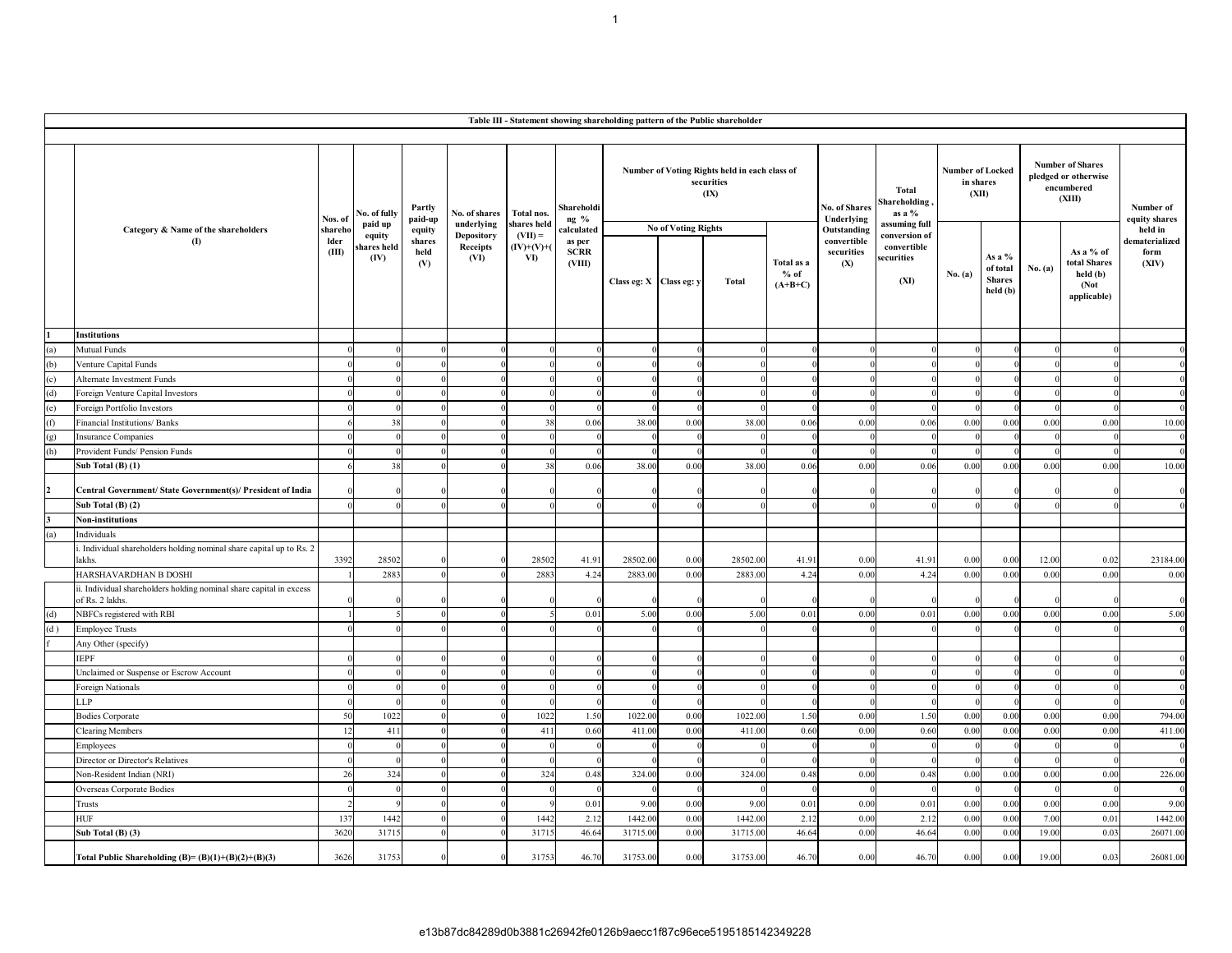Table III - Statement showing shareholding pattern of the Public shareholder

| | Category & Name of the shareholders (I) | Nos. of shareholder (III) | No. of fully paid up equity shares held (IV) | Partly paid-up equity shares held (V) | No. of shares underlying Depository Receipts (VI) | Total nos. shares held (VII) = (IV)+(V)+(VI) | Shareholding % calculated as per SCRR (VIII) | Number of Voting Rights held in each class of securities (IX) | | | | No. of Shares Underlying Outstanding convertible securities (X) | Total Shareholding, as a % assuming full conversion of convertible securities (XI) | Number of Locked in shares (XII) | | Number of Shares pledged or otherwise encumbered (XIII) | | Number of equity shares held in dematerialized form (XIV) |
|---|---|---|---|---|---|---|---|---|---|---|---|---|---|---|---|---|---|---|
| | | | | | | | | No of Voting Rights | | | Total as a % of (A+B+C) | | | No. (a) | As a % of total Shares held (b) | No. (a) | As a % of total Shares held (b) (Not applicable) | |
| | | | | | | | | Class eg: X | Class eg: y | Total | | | | | | | | |
| **1** | **Institutions** | | | | | | | | | | | | | | | | | |
| (a) | Mutual Funds | 0 | 0 | 0 | 0 | 0 | 0 | 0 | 0 | 0 | 0 | 0 | 0 | 0 | 0 | 0 | 0 | 0 |
| (b) | Venture Capital Funds | 0 | 0 | 0 | 0 | 0 | 0 | 0 | 0 | 0 | 0 | 0 | 0 | 0 | 0 | 0 | 0 | 0 |
| (c) | Alternate Investment Funds | 0 | 0 | 0 | 0 | 0 | 0 | 0 | 0 | 0 | 0 | 0 | 0 | 0 | 0 | 0 | 0 | 0 |
| (d) | Foreign Venture Capital Investors | 0 | 0 | 0 | 0 | 0 | 0 | 0 | 0 | 0 | 0 | 0 | 0 | 0 | 0 | 0 | 0 | 0 |
| (e) | Foreign Portfolio Investors | 0 | 0 | 0 | 0 | 0 | 0 | 0 | 0 | 0 | 0 | 0 | 0 | 0 | 0 | 0 | 0 | 0 |
| (f) | Financial Institutions/ Banks | 6 | 38 | 0 | 0 | 38 | 0.06 | 38.00 | 0.00 | 38.00 | 0.06 | 0.00 | 0.06 | 0.00 | 0.00 | 0.00 | 0.00 | 10.00 |
| (g) | Insurance Companies | 0 | 0 | 0 | 0 | 0 | 0 | 0 | 0 | 0 | 0 | 0 | 0 | 0 | 0 | 0 | 0 | 0 |
| (h) | Provident Funds/ Pension Funds | 0 | 0 | 0 | 0 | 0 | 0 | 0 | 0 | 0 | 0 | 0 | 0 | 0 | 0 | 0 | 0 | 0 |
| | **Sub Total (B) (1)** | 6 | 38 | 0 | 0 | 38 | 0.06 | 38.00 | 0.00 | 38.00 | 0.06 | 0.00 | 0.06 | 0.00 | 0.00 | 0.00 | 0.00 | 10.00 |
| **2** | **Central Government/ State Government(s)/ President of India** | 0 | 0 | 0 | 0 | 0 | 0 | 0 | 0 | 0 | 0 | 0 | 0 | 0 | 0 | 0 | 0 | 0 |
| | **Sub Total (B) (2)** | 0 | 0 | 0 | 0 | 0 | 0 | 0 | 0 | 0 | 0 | 0 | 0 | 0 | 0 | 0 | 0 | 0 |
| **3** | **Non-institutions** | | | | | | | | | | | | | | | | | |
| (a) | Individuals | | | | | | | | | | | | | | | | | |
| | i. Individual shareholders holding nominal share capital up to Rs. 2 lakhs. | 3392 | 28502 | 0 | 0 | 28502 | 41.91 | 28502.00 | 0.00 | 28502.00 | 41.91 | 0.00 | 41.91 | 0.00 | 0.00 | 12.00 | 0.02 | 23184.00 |
| | HARSHAVARDHAN B DOSHI | 1 | 2883 | 0 | 0 | 2883 | 4.24 | 2883.00 | 0.00 | 2883.00 | 4.24 | 0.00 | 4.24 | 0.00 | 0.00 | 0.00 | 0.00 | 0.00 |
| | ii. Individual shareholders holding nominal share capital in excess of Rs. 2 lakhs. | 0 | 0 | 0 | 0 | 0 | 0 | 0 | 0 | 0 | 0 | 0 | 0 | 0 | 0 | 0 | 0 | 0 |
| (d) | NBFCs registered with RBI | 1 | 5 | 0 | 0 | 5 | 0.01 | 5.00 | 0.00 | 5.00 | 0.01 | 0.00 | 0.01 | 0.00 | 0.00 | 0.00 | 0.00 | 5.00 |
| (d ) | Employee Trusts | 0 | 0 | 0 | 0 | 0 | 0 | 0 | 0 | 0 | 0 | 0 | 0 | 0 | 0 | 0 | 0 | 0 |
| f | Any Other (specify) | | | | | | | | | | | | | | | | | |
| | IEPF | 0 | 0 | 0 | 0 | 0 | 0 | 0 | 0 | 0 | 0 | 0 | 0 | 0 | 0 | 0 | 0 | 0 |
| | Unclaimed or Suspense or Escrow Account | 0 | 0 | 0 | 0 | 0 | 0 | 0 | 0 | 0 | 0 | 0 | 0 | 0 | 0 | 0 | 0 | 0 |
| | Foreign Nationals | 0 | 0 | 0 | 0 | 0 | 0 | 0 | 0 | 0 | 0 | 0 | 0 | 0 | 0 | 0 | 0 | 0 |
| | LLP | 0 | 0 | 0 | 0 | 0 | 0 | 0 | 0 | 0 | 0 | 0 | 0 | 0 | 0 | 0 | 0 | 0 |
| | Bodies Corporate | 50 | 1022 | 0 | 0 | 1022 | 1.50 | 1022.00 | 0.00 | 1022.00 | 1.50 | 0.00 | 1.50 | 0.00 | 0.00 | 0.00 | 0.00 | 794.00 |
| | Clearing Members | 12 | 411 | 0 | 0 | 411 | 0.60 | 411.00 | 0.00 | 411.00 | 0.60 | 0.00 | 0.60 | 0.00 | 0.00 | 0.00 | 0.00 | 411.00 |
| | Employees | 0 | 0 | 0 | 0 | 0 | 0 | 0 | 0 | 0 | 0 | 0 | 0 | 0 | 0 | 0 | 0 | 0 |
| | Director or Director's Relatives | 0 | 0 | 0 | 0 | 0 | 0 | 0 | 0 | 0 | 0 | 0 | 0 | 0 | 0 | 0 | 0 | 0 |
| | Non-Resident Indian (NRI) | 26 | 324 | 0 | 0 | 324 | 0.48 | 324.00 | 0.00 | 324.00 | 0.48 | 0.00 | 0.48 | 0.00 | 0.00 | 0.00 | 0.00 | 226.00 |
| | Overseas Corporate Bodies | 0 | 0 | 0 | 0 | 0 | 0 | 0 | 0 | 0 | 0 | 0 | 0 | 0 | 0 | 0 | 0 | 0 |
| | Trusts | 2 | 9 | 0 | 0 | 9 | 0.01 | 9.00 | 0.00 | 9.00 | 0.01 | 0.00 | 0.01 | 0.00 | 0.00 | 0.00 | 0.00 | 9.00 |
| | HUF | 137 | 1442 | 0 | 0 | 1442 | 2.12 | 1442.00 | 0.00 | 1442.00 | 2.12 | 0.00 | 2.12 | 0.00 | 0.00 | 7.00 | 0.01 | 1442.00 |
| | **Sub Total (B) (3)** | 3620 | 31715 | 0 | 0 | 31715 | 46.64 | 31715.00 | 0.00 | 31715.00 | 46.64 | 0.00 | 46.64 | 0.00 | 0.00 | 19.00 | 0.03 | 26071.00 |
| | **Total Public Shareholding (B)= (B)(1)+(B)(2)+(B)(3)** | 3626 | 31753 | 0 | 0 | 31753 | 46.70 | 31753.00 | 0.00 | 31753.00 | 46.70 | 0.00 | 46.70 | 0.00 | 0.00 | 19.00 | 0.03 | 26081.00 |

e13b87dc84289d0b3881c26942fe0126b9aecc1f87c96ece5195185142349228